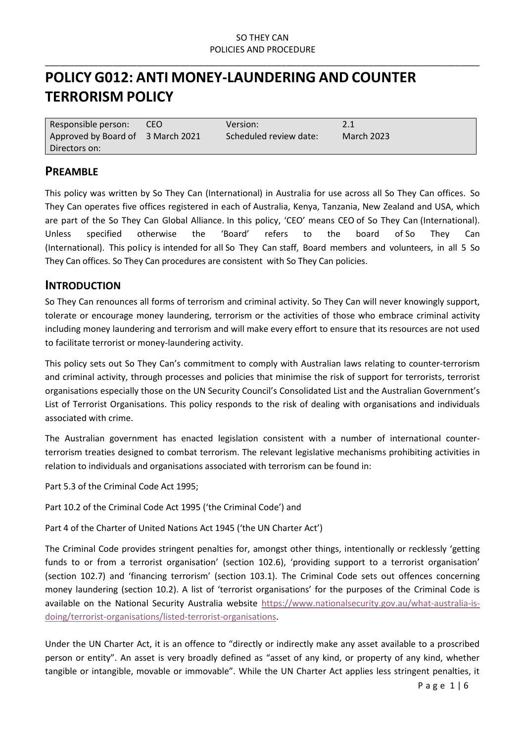# POLICY G012: ANTI MONEY-LAUNDERING AND COUNTER TERRORISM POLICY

| Responsible person: | CEO | Version: | 2.1 |
| --- | --- | --- | --- |
| Approved by Board of Directors on: | 3 March 2021 | Scheduled review date: | March 2023 |

## PREAMBLE

This policy was written by So They Can (International) in Australia for use across all So They Can offices. So They Can operates five offices registered in each of Australia, Kenya, Tanzania, New Zealand and USA, which are part of the So They Can Global Alliance. In this policy, 'CEO' means CEO of So They Can (International). Unless specified otherwise the 'Board' refers to the board of So They Can (International). This policy is intended for all So They Can staff, Board members and volunteers, in all 5 So They Can offices. So They Can procedures are consistent with So They Can policies.

## INTRODUCTION

So They Can renounces all forms of terrorism and criminal activity. So They Can will never knowingly support, tolerate or encourage money laundering, terrorism or the activities of those who embrace criminal activity including money laundering and terrorism and will make every effort to ensure that its resources are not used to facilitate terrorist or money-laundering activity.

This policy sets out So They Can's commitment to comply with Australian laws relating to counter-terrorism and criminal activity, through processes and policies that minimise the risk of support for terrorists, terrorist organisations especially those on the UN Security Council's Consolidated List and the Australian Government's List of Terrorist Organisations. This policy responds to the risk of dealing with organisations and individuals associated with crime.

The Australian government has enacted legislation consistent with a number of international counter-terrorism treaties designed to combat terrorism. The relevant legislative mechanisms prohibiting activities in relation to individuals and organisations associated with terrorism can be found in:

Part 5.3 of the Criminal Code Act 1995;

Part 10.2 of the Criminal Code Act 1995 ('the Criminal Code') and

Part 4 of the Charter of United Nations Act 1945 ('the UN Charter Act')

The Criminal Code provides stringent penalties for, amongst other things, intentionally or recklessly 'getting funds to or from a terrorist organisation' (section 102.6), 'providing support to a terrorist organisation' (section 102.7) and 'financing terrorism' (section 103.1). The Criminal Code sets out offences concerning money laundering (section 10.2). A list of 'terrorist organisations' for the purposes of the Criminal Code is available on the National Security Australia website https://www.nationalsecurity.gov.au/what-australia-is-doing/terrorist-organisations/listed-terrorist-organisations.

Under the UN Charter Act, it is an offence to "directly or indirectly make any asset available to a proscribed person or entity". An asset is very broadly defined as "asset of any kind, or property of any kind, whether tangible or intangible, movable or immovable". While the UN Charter Act applies less stringent penalties, it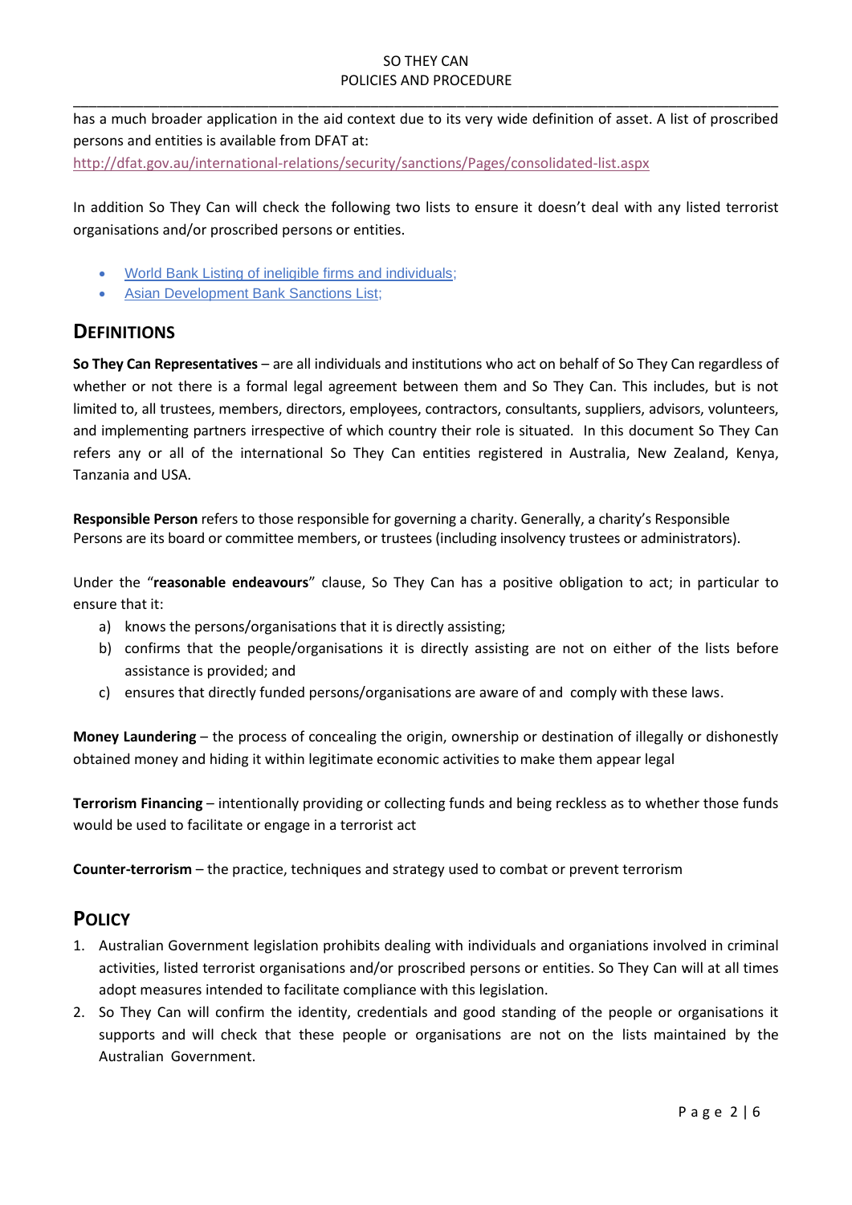has a much broader application in the aid context due to its very wide definition of asset. A list of proscribed persons and entities is available from DFAT at:
http://dfat.gov.au/international-relations/security/sanctions/Pages/consolidated-list.aspx

In addition So They Can will check the following two lists to ensure it doesn't deal with any listed terrorist organisations and/or proscribed persons or entities.

- World Bank Listing of ineligible firms and individuals;
- Asian Development Bank Sanctions List;

## DEFINITIONS

**So They Can Representatives** – are all individuals and institutions who act on behalf of So They Can regardless of whether or not there is a formal legal agreement between them and So They Can. This includes, but is not limited to, all trustees, members, directors, employees, contractors, consultants, suppliers, advisors, volunteers, and implementing partners irrespective of which country their role is situated. In this document So They Can refers any or all of the international So They Can entities registered in Australia, New Zealand, Kenya, Tanzania and USA.

**Responsible Person** refers to those responsible for governing a charity. Generally, a charity's Responsible Persons are its board or committee members, or trustees (including insolvency trustees or administrators).

Under the "**reasonable endeavours**" clause, So They Can has a positive obligation to act; in particular to ensure that it:

a) knows the persons/organisations that it is directly assisting;
b) confirms that the people/organisations it is directly assisting are not on either of the lists before assistance is provided; and
c) ensures that directly funded persons/organisations are aware of and comply with these laws.

**Money Laundering** – the process of concealing the origin, ownership or destination of illegally or dishonestly obtained money and hiding it within legitimate economic activities to make them appear legal

**Terrorism Financing** – intentionally providing or collecting funds and being reckless as to whether those funds would be used to facilitate or engage in a terrorist act

**Counter-terrorism** – the practice, techniques and strategy used to combat or prevent terrorism

## POLICY

1. Australian Government legislation prohibits dealing with individuals and organiations involved in criminal activities, listed terrorist organisations and/or proscribed persons or entities. So They Can will at all times adopt measures intended to facilitate compliance with this legislation.
2. So They Can will confirm the identity, credentials and good standing of the people or organisations it supports and will check that these people or organisations are not on the lists maintained by the Australian Government.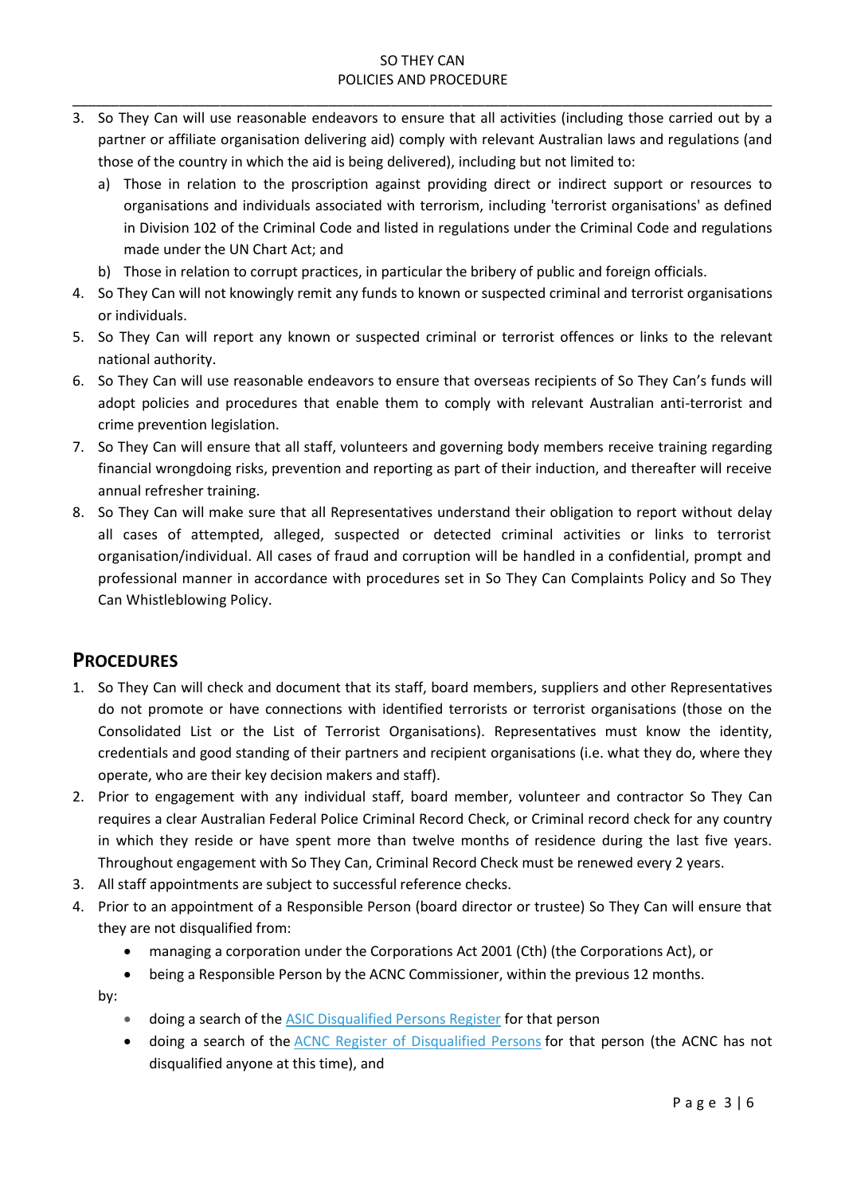3. So They Can will use reasonable endeavors to ensure that all activities (including those carried out by a partner or affiliate organisation delivering aid) comply with relevant Australian laws and regulations (and those of the country in which the aid is being delivered), including but not limited to:
   a) Those in relation to the proscription against providing direct or indirect support or resources to organisations and individuals associated with terrorism, including 'terrorist organisations' as defined in Division 102 of the Criminal Code and listed in regulations under the Criminal Code and regulations made under the UN Chart Act; and
   b) Those in relation to corrupt practices, in particular the bribery of public and foreign officials.
4. So They Can will not knowingly remit any funds to known or suspected criminal and terrorist organisations or individuals.
5. So They Can will report any known or suspected criminal or terrorist offences or links to the relevant national authority.
6. So They Can will use reasonable endeavors to ensure that overseas recipients of So They Can's funds will adopt policies and procedures that enable them to comply with relevant Australian anti-terrorist and crime prevention legislation.
7. So They Can will ensure that all staff, volunteers and governing body members receive training regarding financial wrongdoing risks, prevention and reporting as part of their induction, and thereafter will receive annual refresher training.
8. So They Can will make sure that all Representatives understand their obligation to report without delay all cases of attempted, alleged, suspected or detected criminal activities or links to terrorist organisation/individual. All cases of fraud and corruption will be handled in a confidential, prompt and professional manner in accordance with procedures set in So They Can Complaints Policy and So They Can Whistleblowing Policy.

## PROCEDURES

1. So They Can will check and document that its staff, board members, suppliers and other Representatives do not promote or have connections with identified terrorists or terrorist organisations (those on the Consolidated List or the List of Terrorist Organisations). Representatives must know the identity, credentials and good standing of their partners and recipient organisations (i.e. what they do, where they operate, who are their key decision makers and staff).
2. Prior to engagement with any individual staff, board member, volunteer and contractor So They Can requires a clear Australian Federal Police Criminal Record Check, or Criminal record check for any country in which they reside or have spent more than twelve months of residence during the last five years. Throughout engagement with So They Can, Criminal Record Check must be renewed every 2 years.
3. All staff appointments are subject to successful reference checks.
4. Prior to an appointment of a Responsible Person (board director or trustee) So They Can will ensure that they are not disqualified from:
   - managing a corporation under the Corporations Act 2001 (Cth) (the Corporations Act), or
   - being a Responsible Person by the ACNC Commissioner, within the previous 12 months.

   by:

   - doing a search of the ASIC Disqualified Persons Register for that person
   - doing a search of the ACNC Register of Disqualified Persons for that person (the ACNC has not disqualified anyone at this time), and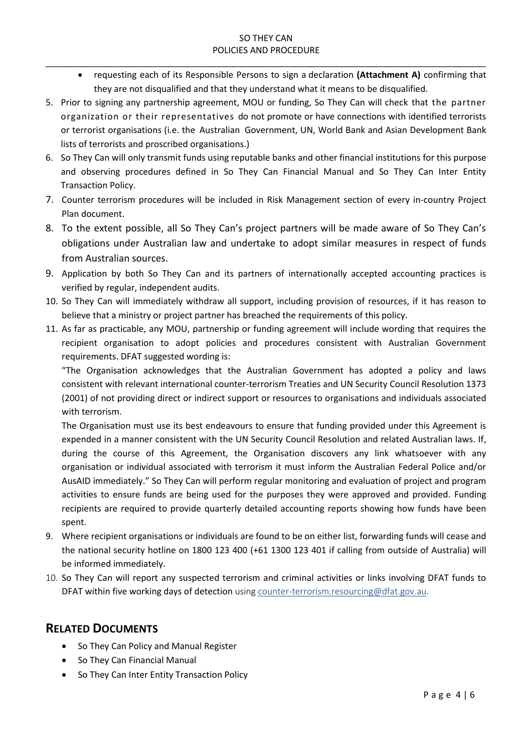- requesting each of its Responsible Persons to sign a declaration **(Attachment A)** confirming that they are not disqualified and that they understand what it means to be disqualified.

5. Prior to signing any partnership agreement, MOU or funding, So They Can will check that the partner organization or their representatives do not promote or have connections with identified terrorists or terrorist organisations (i.e. the Australian Government, UN, World Bank and Asian Development Bank lists of terrorists and proscribed organisations.)
6. So They Can will only transmit funds using reputable banks and other financial institutions for this purpose and observing procedures defined in So They Can Financial Manual and So They Can Inter Entity Transaction Policy.
7. Counter terrorism procedures will be included in Risk Management section of every in-country Project Plan document.
8. To the extent possible, all So They Can's project partners will be made aware of So They Can's obligations under Australian law and undertake to adopt similar measures in respect of funds from Australian sources.
9. Application by both So They Can and its partners of internationally accepted accounting practices is verified by regular, independent audits.
10. So They Can will immediately withdraw all support, including provision of resources, if it has reason to believe that a ministry or project partner has breached the requirements of this policy.
11. As far as practicable, any MOU, partnership or funding agreement will include wording that requires the recipient organisation to adopt policies and procedures consistent with Australian Government requirements. DFAT suggested wording is:

    "The Organisation acknowledges that the Australian Government has adopted a policy and laws consistent with relevant international counter-terrorism Treaties and UN Security Council Resolution 1373 (2001) of not providing direct or indirect support or resources to organisations and individuals associated with terrorism.

    The Organisation must use its best endeavours to ensure that funding provided under this Agreement is expended in a manner consistent with the UN Security Council Resolution and related Australian laws. If, during the course of this Agreement, the Organisation discovers any link whatsoever with any organisation or individual associated with terrorism it must inform the Australian Federal Police and/or AusAID immediately." So They Can will perform regular monitoring and evaluation of project and program activities to ensure funds are being used for the purposes they were approved and provided. Funding recipients are required to provide quarterly detailed accounting reports showing how funds have been spent.

9. Where recipient organisations or individuals are found to be on either list, forwarding funds will cease and the national security hotline on 1800 123 400 (+61 1300 123 401 if calling from outside of Australia) will be informed immediately.
10. So They Can will report any suspected terrorism and criminal activities or links involving DFAT funds to DFAT within five working days of detection using counter-terrorism.resourcing@dfat.gov.au.

## RELATED DOCUMENTS

- So They Can Policy and Manual Register
- So They Can Financial Manual
- So They Can Inter Entity Transaction Policy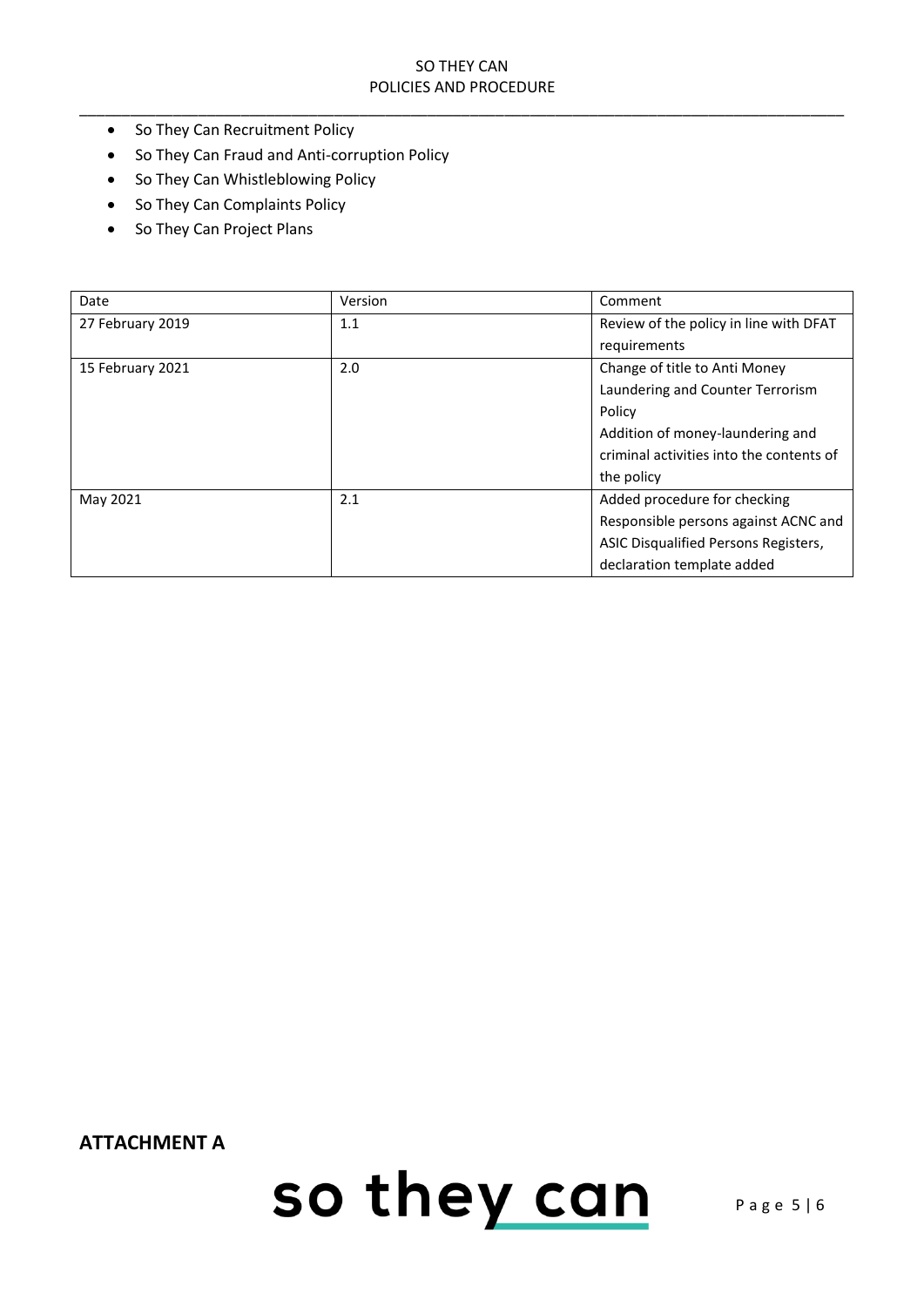- So They Can Recruitment Policy
- So They Can Fraud and Anti-corruption Policy
- So They Can Whistleblowing Policy
- So They Can Complaints Policy
- So They Can Project Plans

| Date | Version | Comment |
|---|---|---|
| 27 February 2019 | 1.1 | Review of the policy in line with DFAT requirements |
| 15 February 2021 | 2.0 | Change of title to Anti Money Laundering and Counter Terrorism Policy<br>Addition of money-laundering and criminal activities into the contents of the policy |
| May 2021 | 2.1 | Added procedure for checking Responsible persons against ACNC and ASIC Disqualified Persons Registers, declaration template added |

**ATTACHMENT A**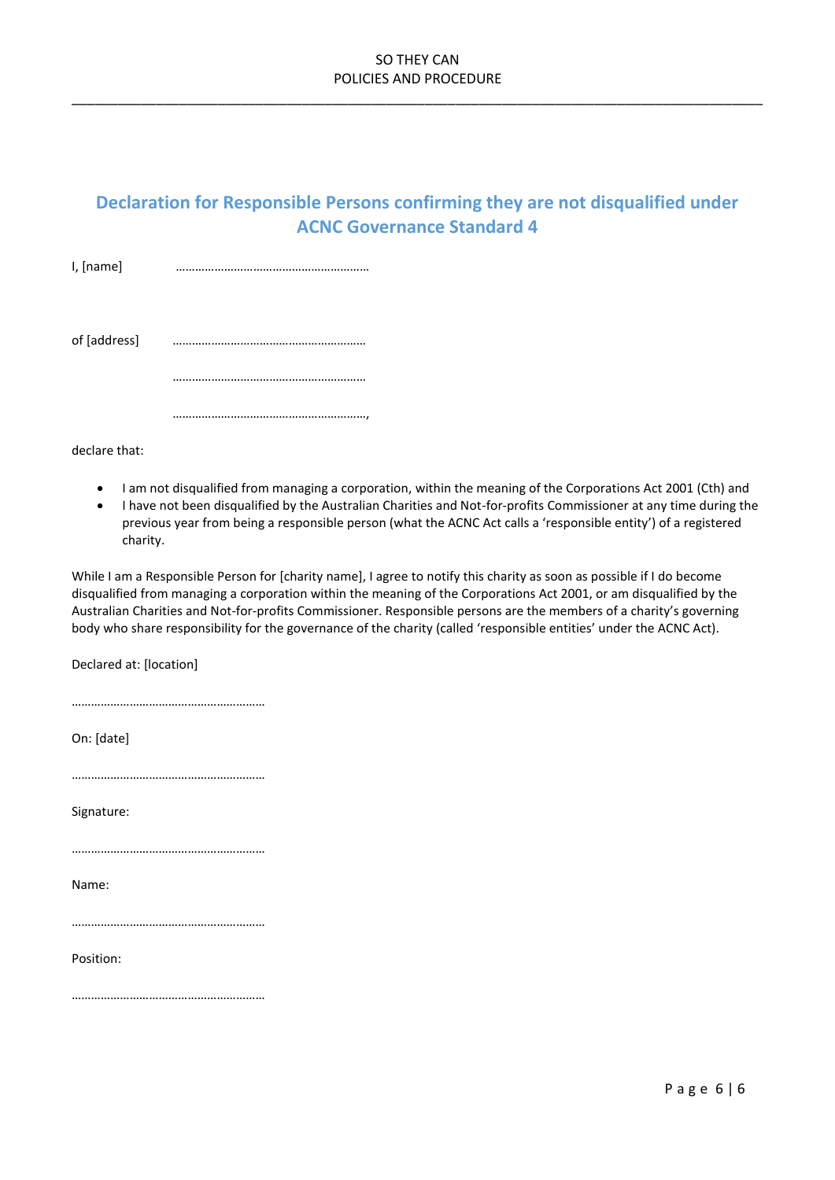# Declaration for Responsible Persons confirming they are not disqualified under ACNC Governance Standard 4

I, [name] …………………………………………………

of [address] …………………………………………………

…………………………………………………

…………………………………………………,

declare that:

- I am not disqualified from managing a corporation, within the meaning of the Corporations Act 2001 (Cth) and
- I have not been disqualified by the Australian Charities and Not-for-profits Commissioner at any time during the previous year from being a responsible person (what the ACNC Act calls a 'responsible entity') of a registered charity.

While I am a Responsible Person for [charity name], I agree to notify this charity as soon as possible if I do become disqualified from managing a corporation within the meaning of the Corporations Act 2001, or am disqualified by the Australian Charities and Not-for-profits Commissioner. Responsible persons are the members of a charity's governing body who share responsibility for the governance of the charity (called 'responsible entities' under the ACNC Act).

Declared at: [location]

…………………………………………………

On: [date]

…………………………………………………

Signature:

…………………………………………………

Name:

…………………………………………………

Position:

…………………………………………………